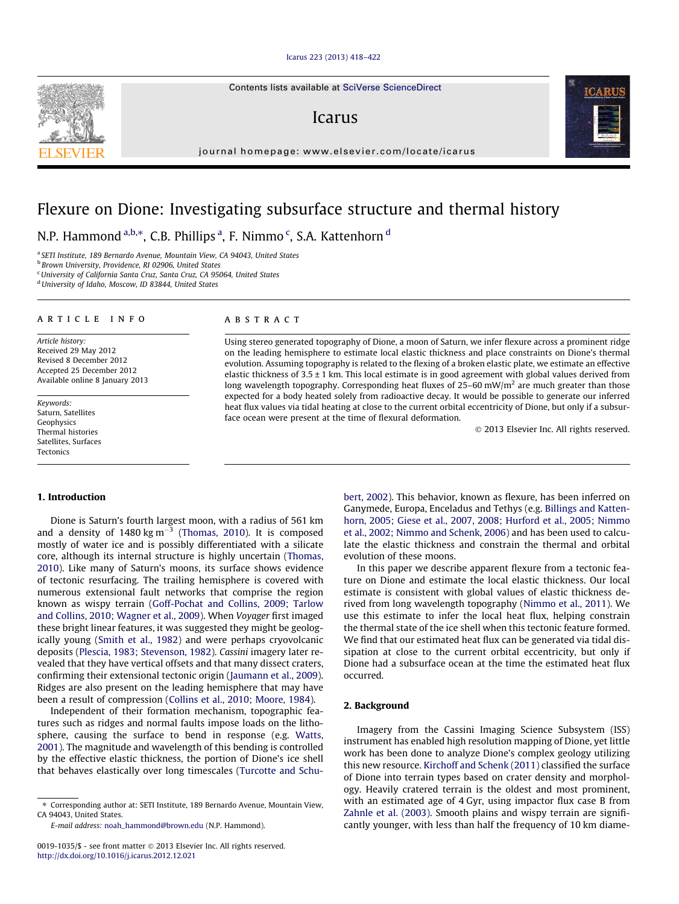# Flexure on Dione: Investigating subsurface structure and thermal history

N.P. Hammond [a,b,*], C.B. Phillips [a], F. Nimmo [c], S.A. Kattenhorn [d]

[a] SETI Institute, 189 Bernardo Avenue, Mountain View, CA 94043, United States
[b] Brown University, Providence, RI 02906, United States
[c] University of California Santa Cruz, Santa Cruz, CA 95064, United States
[d] University of Idaho, Moscow, ID 83844, United States

**ARTICLE INFO**

*Article history:*
Received 29 May 2012
Revised 8 December 2012
Accepted 25 December 2012
Available online 8 January 2013

*Keywords:*
Saturn, Satellites
Geophysics
Thermal histories
Satellites, Surfaces
Tectonics

**ABSTRACT**

Using stereo generated topography of Dione, a moon of Saturn, we infer flexure across a prominent ridge on the leading hemisphere to estimate local elastic thickness and place constraints on Dione's thermal evolution. Assuming topography is related to the flexing of a broken elastic plate, we estimate an effective elastic thickness of 3.5 ± 1 km. This local estimate is in good agreement with global values derived from long wavelength topography. Corresponding heat fluxes of 25–60 mW/m$^2$ are much greater than those expected for a body heated solely from radioactive decay. It would be possible to generate our inferred heat flux values via tidal heating at close to the current orbital eccentricity of Dione, but only if a subsurface ocean were present at the time of flexural deformation.

© 2013 Elsevier Inc. All rights reserved.

## 1. Introduction

Dione is Saturn's fourth largest moon, with a radius of 561 km and a density of 1480 kg m$^{-3}$ (Thomas, 2010). It is composed mostly of water ice and is possibly differentiated with a silicate core, although its internal structure is highly uncertain (Thomas, 2010). Like many of Saturn's moons, its surface shows evidence of tectonic resurfacing. The trailing hemisphere is covered with numerous extensional fault networks that comprise the region known as wispy terrain (Goff-Pochat and Collins, 2009; Tarlow and Collins, 2010; Wagner et al., 2009). When *Voyager* first imaged these bright linear features, it was suggested they might be geologically young (Smith et al., 1982) and were perhaps cryovolcanic deposits (Plescia, 1983; Stevenson, 1982). *Cassini* imagery later revealed that they have vertical offsets and that many dissect craters, confirming their extensional tectonic origin (Jaumann et al., 2009). Ridges are also present on the leading hemisphere that may have been a result of compression (Collins et al., 2010; Moore, 1984).

Independent of their formation mechanism, topographic features such as ridges and normal faults impose loads on the lithosphere, causing the surface to bend in response (e.g. Watts, 2001). The magnitude and wavelength of this bending is controlled by the effective elastic thickness, the portion of Dione's ice shell that behaves elastically over long timescales (Turcotte and Schubert, 2002). This behavior, known as flexure, has been inferred on Ganymede, Europa, Enceladus and Tethys (e.g. Billings and Kattenhorn, 2005; Giese et al., 2007, 2008; Hurford et al., 2005; Nimmo et al., 2002; Nimmo and Schenk, 2006) and has been used to calculate the elastic thickness and constrain the thermal and orbital evolution of these moons.

In this paper we describe apparent flexure from a tectonic feature on Dione and estimate the local elastic thickness. Our local estimate is consistent with global values of elastic thickness derived from long wavelength topography (Nimmo et al., 2011). We use this estimate to infer the local heat flux, helping constrain the thermal state of the ice shell when this tectonic feature formed. We find that our estimated heat flux can be generated via tidal dissipation at close to the current orbital eccentricity, but only if Dione had a subsurface ocean at the time the estimated heat flux occurred.

## 2. Background

Imagery from the Cassini Imaging Science Subsystem (ISS) instrument has enabled high resolution mapping of Dione, yet little work has been done to analyze Dione's complex geology utilizing this new resource. Kirchoff and Schenk (2011) classified the surface of Dione into terrain types based on crater density and morphology. Heavily cratered terrain is the oldest and most prominent, with an estimated age of 4 Gyr, using impactor flux case B from Zahnle et al. (2003). Smooth plains and wispy terrain are significantly younger, with less than half the frequency of 10 km diame-

---

\* Corresponding author at: SETI Institute, 189 Bernardo Avenue, Mountain View, CA 94043, United States.

E-mail address: noah_hammond@brown.edu (N.P. Hammond).

0019-1035/$ - see front matter © 2013 Elsevier Inc. All rights reserved.
http://dx.doi.org/10.1016/j.icarus.2012.12.021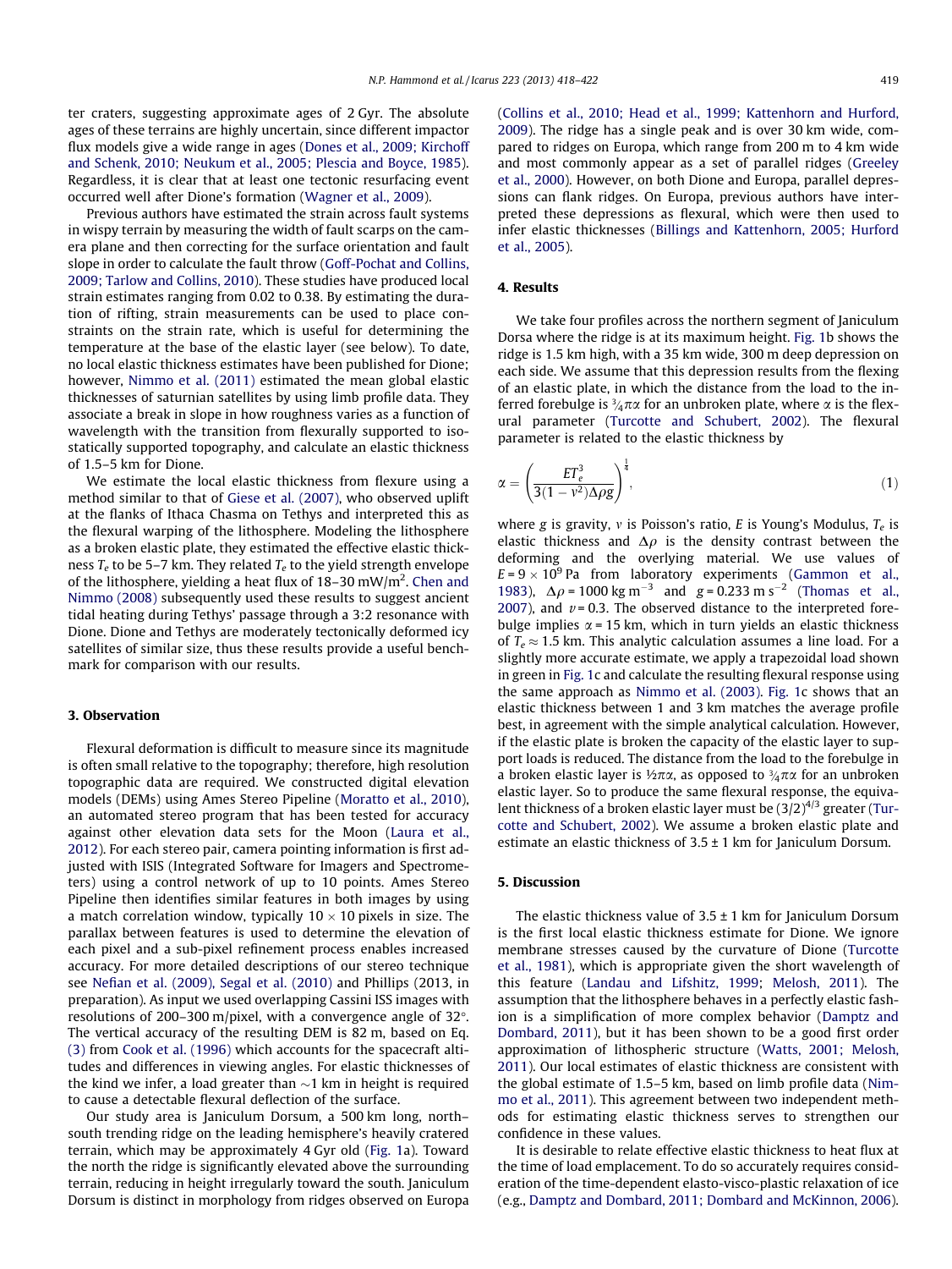ter craters, suggesting approximate ages of 2 Gyr. The absolute ages of these terrains are highly uncertain, since different impactor flux models give a wide range in ages (Dones et al., 2009; Kirchoff and Schenk, 2010; Neukum et al., 2005; Plescia and Boyce, 1985). Regardless, it is clear that at least one tectonic resurfacing event occurred well after Dione's formation (Wagner et al., 2009).

Previous authors have estimated the strain across fault systems in wispy terrain by measuring the width of fault scarps on the camera plane and then correcting for the surface orientation and fault slope in order to calculate the fault throw (Goff-Pochat and Collins, 2009; Tarlow and Collins, 2010). These studies have produced local strain estimates ranging from 0.02 to 0.38. By estimating the duration of rifting, strain measurements can be used to place constraints on the strain rate, which is useful for determining the temperature at the base of the elastic layer (see below). To date, no local elastic thickness estimates have been published for Dione; however, Nimmo et al. (2011) estimated the mean global elastic thicknesses of saturnian satellites by using limb profile data. They associate a break in slope in how roughness varies as a function of wavelength with the transition from flexurally supported to isostatically supported topography, and calculate an elastic thickness of 1.5–5 km for Dione.

We estimate the local elastic thickness from flexure using a method similar to that of Giese et al. (2007), who observed uplift at the flanks of Ithaca Chasma on Tethys and interpreted this as the flexural warping of the lithosphere. Modeling the lithosphere as a broken elastic plate, they estimated the effective elastic thickness $T_e$ to be 5–7 km. They related $T_e$ to the yield strength envelope of the lithosphere, yielding a heat flux of 18–30 mW/m$^2$. Chen and Nimmo (2008) subsequently used these results to suggest ancient tidal heating during Tethys' passage through a 3:2 resonance with Dione. Dione and Tethys are moderately tectonically deformed icy satellites of similar size, thus these results provide a useful benchmark for comparison with our results.

## 3. Observation

Flexural deformation is difficult to measure since its magnitude is often small relative to the topography; therefore, high resolution topographic data are required. We constructed digital elevation models (DEMs) using Ames Stereo Pipeline (Moratto et al., 2010), an automated stereo program that has been tested for accuracy against other elevation data sets for the Moon (Laura et al., 2012). For each stereo pair, camera pointing information is first adjusted with ISIS (Integrated Software for Imagers and Spectrometers) using a control network of up to 10 points. Ames Stereo Pipeline then identifies similar features in both images by using a match correlation window, typically $10 \times 10$ pixels in size. The parallax between features is used to determine the elevation of each pixel and a sub-pixel refinement process enables increased accuracy. For more detailed descriptions of our stereo technique see Nefian et al. (2009), Segal et al. (2010) and Phillips (2013, in preparation). As input we used overlapping Cassini ISS images with resolutions of 200–300 m/pixel, with a convergence angle of 32°. The vertical accuracy of the resulting DEM is 82 m, based on Eq. (3) from Cook et al. (1996) which accounts for the spacecraft altitudes and differences in viewing angles. For elastic thicknesses of the kind we infer, a load greater than ~1 km in height is required to cause a detectable flexural deflection of the surface.

Our study area is Janiculum Dorsum, a 500 km long, north–south trending ridge on the leading hemisphere's heavily cratered terrain, which may be approximately 4 Gyr old (Fig. 1a). Toward the north the ridge is significantly elevated above the surrounding terrain, reducing in height irregularly toward the south. Janiculum Dorsum is distinct in morphology from ridges observed on Europa (Collins et al., 2010; Head et al., 1999; Kattenhorn and Hurford, 2009). The ridge has a single peak and is over 30 km wide, compared to ridges on Europa, which range from 200 m to 4 km wide and most commonly appear as a set of parallel ridges (Greeley et al., 2000). However, on both Dione and Europa, parallel depressions can flank ridges. On Europa, previous authors have interpreted these depressions as flexural, which were then used to infer elastic thicknesses (Billings and Kattenhorn, 2005; Hurford et al., 2005).

## 4. Results

We take four profiles across the northern segment of Janiculum Dorsa where the ridge is at its maximum height. Fig. 1b shows the ridge is 1.5 km high, with a 35 km wide, 300 m deep depression on each side. We assume that this depression results from the flexing of an elastic plate, in which the distance from the load to the inferred forebulge is $\frac{3}{4}\pi\alpha$ for an unbroken plate, where $\alpha$ is the flexural parameter (Turcotte and Schubert, 2002). The flexural parameter is related to the elastic thickness by

$$\alpha = \left(\frac{ET_e^3}{3(1-\nu^2)\Delta\rho g}\right)^{\frac{1}{4}}, \tag{1}$$

where $g$ is gravity, $\nu$ is Poisson's ratio, $E$ is Young's Modulus, $T_e$ is elastic thickness and $\Delta\rho$ is the density contrast between the deforming and the overlying material. We use values of $E = 9 \times 10^9$ Pa from laboratory experiments (Gammon et al., 1983), $\Delta\rho = 1000$ kg m$^{-3}$ and $g = 0.233$ m s$^{-2}$ (Thomas et al., 2007), and $\nu = 0.3$. The observed distance to the interpreted forebulge implies $\alpha = 15$ km, which in turn yields an elastic thickness of $T_e \approx 1.5$ km. This analytic calculation assumes a line load. For a slightly more accurate estimate, we apply a trapezoidal load shown in green in Fig. 1c and calculate the resulting flexural response using the same approach as Nimmo et al. (2003). Fig. 1c shows that an elastic thickness between 1 and 3 km matches the average profile best, in agreement with the simple analytical calculation. However, if the elastic plate is broken the capacity of the elastic layer to support loads is reduced. The distance from the load to the forebulge in a broken elastic layer is $\frac{1}{2}\pi\alpha$, as opposed to $\frac{3}{4}\pi\alpha$ for an unbroken elastic layer. So to produce the same flexural response, the equivalent thickness of a broken elastic layer must be $(3/2)^{4/3}$ greater (Turcotte and Schubert, 2002). We assume a broken elastic plate and estimate an elastic thickness of 3.5 ± 1 km for Janiculum Dorsum.

## 5. Discussion

The elastic thickness value of 3.5 ± 1 km for Janiculum Dorsum is the first local elastic thickness estimate for Dione. We ignore membrane stresses caused by the curvature of Dione (Turcotte et al., 1981), which is appropriate given the short wavelength of this feature (Landau and Lifshitz, 1999; Melosh, 2011). The assumption that the lithosphere behaves in a perfectly elastic fashion is a simplification of more complex behavior (Damptz and Dombard, 2011), but it has been shown to be a good first order approximation of lithospheric structure (Watts, 2001; Melosh, 2011). Our local estimates of elastic thickness are consistent with the global estimate of 1.5–5 km, based on limb profile data (Nimmo et al., 2011). This agreement between two independent methods for estimating elastic thickness serves to strengthen our confidence in these values.

It is desirable to relate effective elastic thickness to heat flux at the time of load emplacement. To do so accurately requires consideration of the time-dependent elasto-visco-plastic relaxation of ice (e.g., Damptz and Dombard, 2011; Dombard and McKinnon, 2006).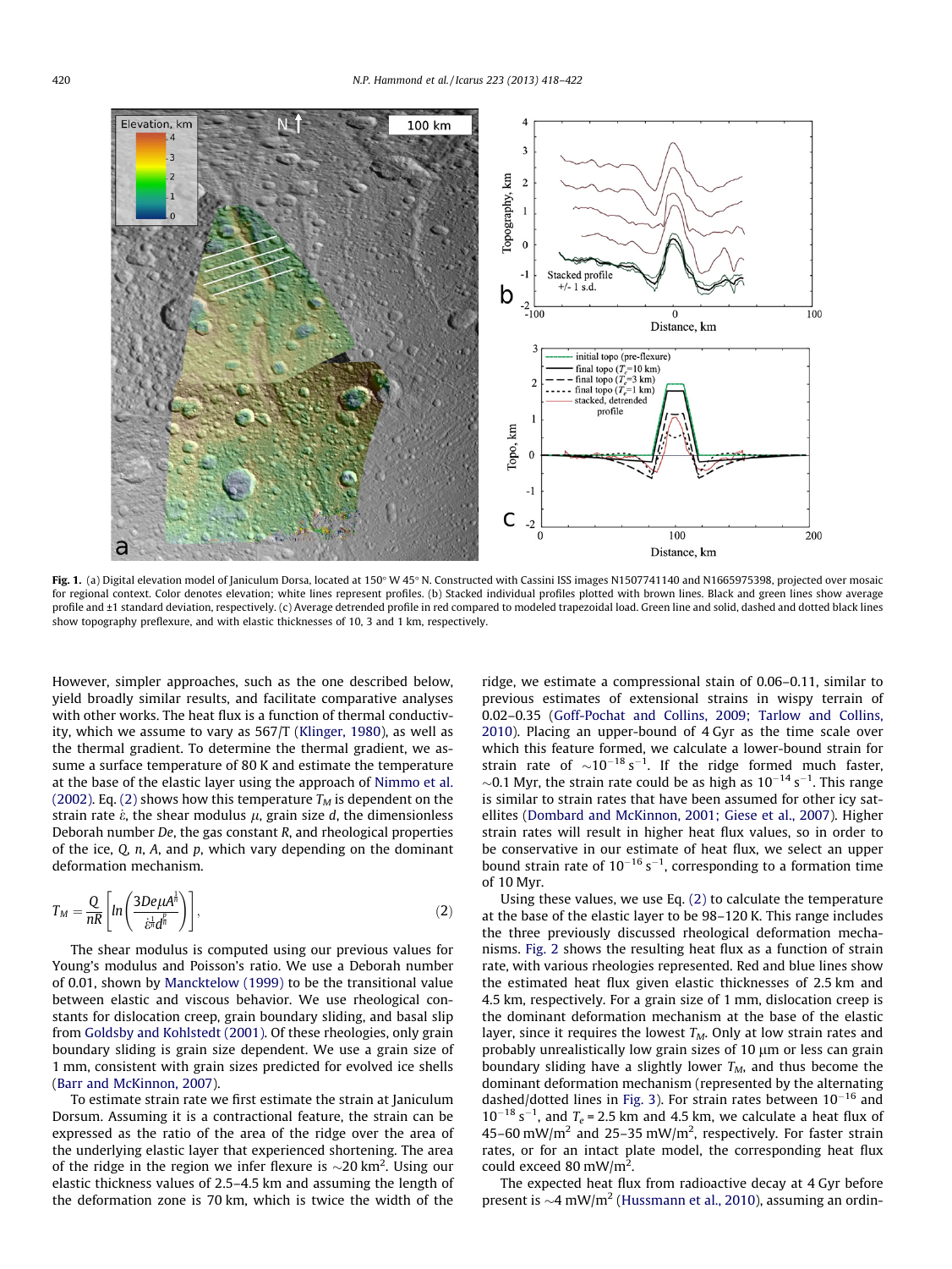Fig. 1. (a) Digital elevation model of Janiculum Dorsa, located at 150° W 45° N. Constructed with Cassini ISS images N1507741140 and N1665975398, projected over mosaic for regional context. Color denotes elevation; white lines represent profiles. (b) Stacked individual profiles plotted with brown lines. Black and green lines show average profile and ±1 standard deviation, respectively. (c) Average detrended profile in red compared to modeled trapezoidal load. Green line and solid, dashed and dotted black lines show topography preflexure, and with elastic thicknesses of 10, 3 and 1 km, respectively.

However, simpler approaches, such as the one described below, yield broadly similar results, and facilitate comparative analyses with other works. The heat flux is a function of thermal conductivity, which we assume to vary as 567/T (Klinger, 1980), as well as the thermal gradient. To determine the thermal gradient, we assume a surface temperature of 80 K and estimate the temperature at the base of the elastic layer using the approach of Nimmo et al. (2002). Eq. (2) shows how this temperature $T_M$ is dependent on the strain rate $\dot{\varepsilon}$, the shear modulus $\mu$, grain size $d$, the dimensionless Deborah number $De$, the gas constant $R$, and rheological properties of the ice, $Q$, $n$, $A$, and $p$, which vary depending on the dominant deformation mechanism.

$$T_M = \frac{Q}{nR}\left[ln\left(\frac{3De\mu A^{\frac{1}{n}}}{\dot{\varepsilon}^{\frac{1}{n}}d^{\frac{p}{n}}}\right)\right], \tag{2}$$

The shear modulus is computed using our previous values for Young's modulus and Poisson's ratio. We use a Deborah number of 0.01, shown by Mancktelow (1999) to be the transitional value between elastic and viscous behavior. We use rheological constants for dislocation creep, grain boundary sliding, and basal slip from Goldsby and Kohlstedt (2001). Of these rheologies, only grain boundary sliding is grain size dependent. We use a grain size of 1 mm, consistent with grain sizes predicted for evolved ice shells (Barr and McKinnon, 2007).

To estimate strain rate we first estimate the strain at Janiculum Dorsum. Assuming it is a contractional feature, the strain can be expressed as the ratio of the area of the ridge over the area of the underlying elastic layer that experienced shortening. The area of the ridge in the region we infer flexure is ~20 km$^2$. Using our elastic thickness values of 2.5–4.5 km and assuming the length of the deformation zone is 70 km, which is twice the width of the ridge, we estimate a compressional stain of 0.06–0.11, similar to previous estimates of extensional strains in wispy terrain of 0.02–0.35 (Goff-Pochat and Collins, 2009; Tarlow and Collins, 2010). Placing an upper-bound of 4 Gyr as the time scale over which this feature formed, we calculate a lower-bound strain for strain rate of ~$10^{-18}$ s$^{-1}$. If the ridge formed much faster, ~0.1 Myr, the strain rate could be as high as $10^{-14}$ s$^{-1}$. This range is similar to strain rates that have been assumed for other icy satellites (Dombard and McKinnon, 2001; Giese et al., 2007). Higher strain rates will result in higher heat flux values, so in order to be conservative in our estimate of heat flux, we select an upper bound strain rate of $10^{-16}$ s$^{-1}$, corresponding to a formation time of 10 Myr.

Using these values, we use Eq. (2) to calculate the temperature at the base of the elastic layer to be 98–120 K. This range includes the three previously discussed rheological deformation mechanisms. Fig. 2 shows the resulting heat flux as a function of strain rate, with various rheologies represented. Red and blue lines show the estimated heat flux given elastic thicknesses of 2.5 km and 4.5 km, respectively. For a grain size of 1 mm, dislocation creep is the dominant deformation mechanism at the base of the elastic layer, since it requires the lowest $T_M$. Only at low strain rates and probably unrealistically low grain sizes of 10 μm or less can grain boundary sliding have a slightly lower $T_M$, and thus become the dominant deformation mechanism (represented by the alternating dashed/dotted lines in Fig. 3). For strain rates between $10^{-16}$ and $10^{-18}$ s$^{-1}$, and $T_e$ = 2.5 km and 4.5 km, we calculate a heat flux of 45–60 mW/m$^2$ and 25–35 mW/m$^2$, respectively. For faster strain rates, or for an intact plate model, the corresponding heat flux could exceed 80 mW/m$^2$.

The expected heat flux from radioactive decay at 4 Gyr before present is ~4 mW/m$^2$ (Hussmann et al., 2010), assuming an ordin-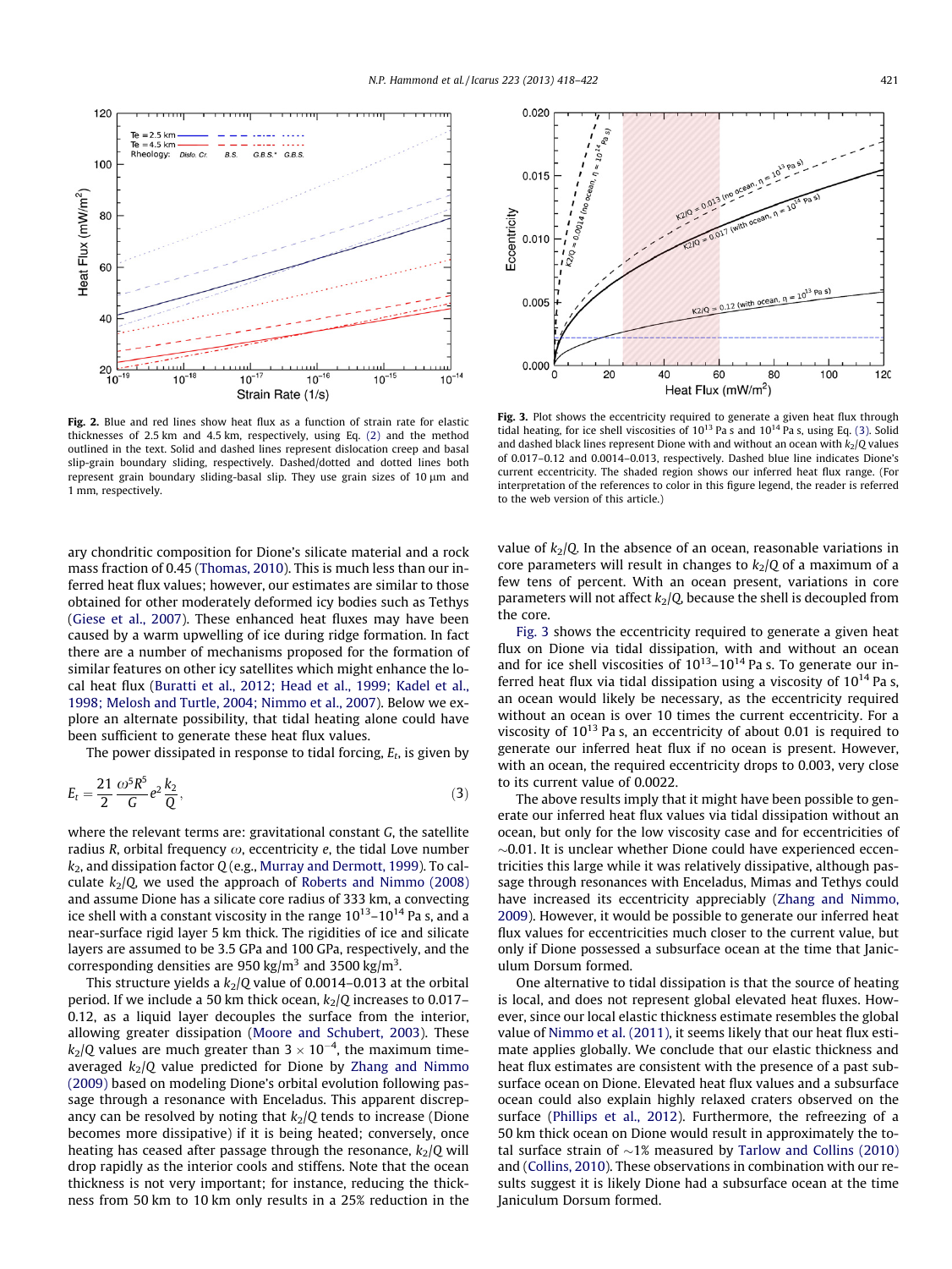Fig. 2. Blue and red lines show heat flux as a function of strain rate for elastic thicknesses of 2.5 km and 4.5 km, respectively, using Eq. (2) and the method outlined in the text. Solid and dashed lines represent dislocation creep and basal slip-grain boundary sliding, respectively. Dashed/dotted and dotted lines both represent grain boundary sliding-basal slip. They use grain sizes of 10 μm and 1 mm, respectively.

Fig. 3. Plot shows the eccentricity required to generate a given heat flux through tidal heating, for ice shell viscosities of $10^{13}$ Pa s and $10^{14}$ Pa s, using Eq. (3). Solid and dashed black lines represent Dione with and without an ocean with $k_2/Q$ values of 0.017–0.12 and 0.0014–0.013, respectively. Dashed blue line indicates Dione's current eccentricity. The shaded region shows our inferred heat flux range. (For interpretation of the references to color in this figure legend, the reader is referred to the web version of this article.)

ary chondritic composition for Dione's silicate material and a rock mass fraction of 0.45 (Thomas, 2010). This is much less than our inferred heat flux values; however, our estimates are similar to those obtained for other moderately deformed icy bodies such as Tethys (Giese et al., 2007). These enhanced heat fluxes may have been caused by a warm upwelling of ice during ridge formation. In fact there are a number of mechanisms proposed for the formation of similar features on other icy satellites which might enhance the local heat flux (Buratti et al., 2012; Head et al., 1999; Kadel et al., 1998; Melosh and Turtle, 2004; Nimmo et al., 2007). Below we explore an alternate possibility, that tidal heating alone could have been sufficient to generate these heat flux values.

The power dissipated in response to tidal forcing, $E_t$, is given by

$$E_t = \frac{21}{2}\frac{\omega^5 R^5}{G} e^2 \frac{k_2}{Q}, \tag{3}$$

where the relevant terms are: gravitational constant $G$, the satellite radius $R$, orbital frequency $\omega$, eccentricity $e$, the tidal Love number $k_2$, and dissipation factor $Q$ (e.g., Murray and Dermott, 1999). To calculate $k_2/Q$, we used the approach of Roberts and Nimmo (2008) and assume Dione has a silicate core radius of 333 km, a convecting ice shell with a constant viscosity in the range $10^{13}$–$10^{14}$ Pa s, and a near-surface rigid layer 5 km thick. The rigidities of ice and silicate layers are assumed to be 3.5 GPa and 100 GPa, respectively, and the corresponding densities are 950 kg/m$^3$ and 3500 kg/m$^3$.

This structure yields a $k_2/Q$ value of 0.0014–0.013 at the orbital period. If we include a 50 km thick ocean, $k_2/Q$ increases to 0.017–0.12, as a liquid layer decouples the surface from the interior, allowing greater dissipation (Moore and Schubert, 2003). These $k_2/Q$ values are much greater than $3 \times 10^{-4}$, the maximum time-averaged $k_2/Q$ value predicted for Dione by Zhang and Nimmo (2009) based on modeling Dione's orbital evolution following passage through a resonance with Enceladus. This apparent discrepancy can be resolved by noting that $k_2/Q$ tends to increase (Dione becomes more dissipative) if it is being heated; conversely, once heating has ceased after passage through the resonance, $k_2/Q$ will drop rapidly as the interior cools and stiffens. Note that the ocean thickness is not very important; for instance, reducing the thickness from 50 km to 10 km only results in a 25% reduction in the value of $k_2/Q$. In the absence of an ocean, reasonable variations in core parameters will result in changes to $k_2/Q$ of a maximum of a few tens of percent. With an ocean present, variations in core parameters will not affect $k_2/Q$, because the shell is decoupled from the core.

Fig. 3 shows the eccentricity required to generate a given heat flux on Dione via tidal dissipation, with and without an ocean and for ice shell viscosities of $10^{13}$–$10^{14}$ Pa s. To generate our inferred heat flux via tidal dissipation using a viscosity of $10^{14}$ Pa s, an ocean would likely be necessary, as the eccentricity required without an ocean is over 10 times the current eccentricity. For a viscosity of $10^{13}$ Pa s, an eccentricity of about 0.01 is required to generate our inferred heat flux if no ocean is present. However, with an ocean, the required eccentricity drops to 0.003, very close to its current value of 0.0022.

The above results imply that it might have been possible to generate our inferred heat flux values via tidal dissipation without an ocean, but only for the low viscosity case and for eccentricities of ~0.01. It is unclear whether Dione could have experienced eccentricities this large while it was relatively dissipative, although passage through resonances with Enceladus, Mimas and Tethys could have increased its eccentricity appreciably (Zhang and Nimmo, 2009). However, it would be possible to generate our inferred heat flux values for eccentricities much closer to the current value, but only if Dione possessed a subsurface ocean at the time that Janiculum Dorsum formed.

One alternative to tidal dissipation is that the source of heating is local, and does not represent global elevated heat fluxes. However, since our local elastic thickness estimate resembles the global value of Nimmo et al. (2011), it seems likely that our heat flux estimates apply globally. We conclude that our elastic thickness and heat flux estimates are consistent with the presence of a past subsurface ocean on Dione. Elevated heat flux values and a subsurface ocean could also explain highly relaxed craters observed on the surface (Phillips et al., 2012). Furthermore, the refreezing of a 50 km thick ocean on Dione would result in approximately the total surface strain of ~1% measured by Tarlow and Collins (2010) and (Collins, 2010). These observations in combination with our results suggest it is likely Dione had a subsurface ocean at the time Janiculum Dorsum formed.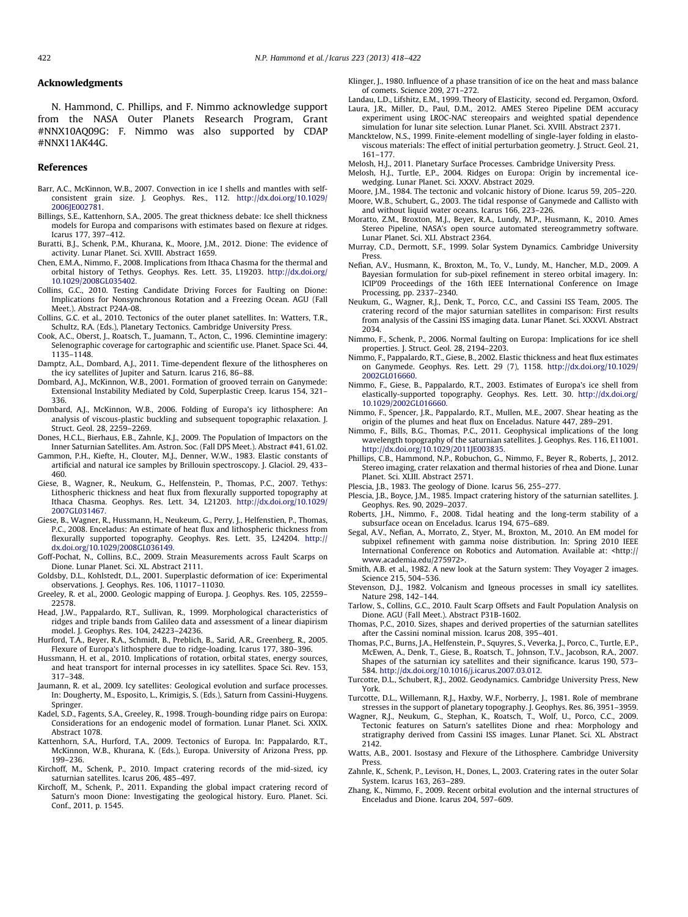## Acknowledgments

N. Hammond, C. Phillips, and F. Nimmo acknowledge support from the NASA Outer Planets Research Program, Grant #NNX10AQ09G: F. Nimmo was also supported by CDAP #NNX11AK44G.

## References

Barr, A.C., McKinnon, W.B., 2007. Convection in ice I shells and mantles with self-consistent grain size. J. Geophys. Res., 112. http://dx.doi.org/10.1029/2006JE002781.

Billings, S.E., Kattenhorn, S.A., 2005. The great thickness debate: Ice shell thickness models for Europa and comparisons with estimates based on flexure at ridges. Icarus 177, 397–412.

Buratti, B.J., Schenk, P.M., Khurana, K., Moore, J.M., 2012. Dione: The evidence of activity. Lunar Planet. Sci. XVIII. Abstract 1659.

Chen, E.M.A., Nimmo, F., 2008. Implications from Ithaca Chasma for the thermal and orbital history of Tethys. Geophys. Res. Lett. 35, L19203. http://dx.doi.org/10.1029/2008GL035402.

Collins, G.C., 2010. Testing Candidate Driving Forces for Faulting on Dione: Implications for Nonsynchronous Rotation and a Freezing Ocean. AGU (Fall Meet.). Abstract P24A-08.

Collins, G.C. et al., 2010. Tectonics of the outer planet satellites. In: Watters, T.R., Schultz, R.A. (Eds.), Planetary Tectonics. Cambridge University Press.

Cook, A.C., Oberst, J., Roatsch, T., Juamann, T., Acton, C., 1996. Clementine imagery: Selenographic coverage for cartographic and scientific use. Planet. Space Sci. 44, 1135–1148.

Damptz, A.L., Dombard, A.J., 2011. Time-dependent flexure of the lithospheres on the icy satellites of Jupiter and Saturn. Icarus 216, 86–88.

Dombard, A.J., McKinnon, W.B., 2001. Formation of grooved terrain on Ganymede: Extensional Instability Mediated by Cold, Superplastic Creep. Icarus 154, 321–336.

Dombard, A.J., McKinnon, W.B., 2006. Folding of Europa's icy lithosphere: An analysis of viscous-plastic buckling and subsequent topographic relaxation. J. Struct. Geol. 28, 2259–2269.

Dones, H.C.L., Bierhaus, E.B., Zahnle, K.J., 2009. The Population of Impactors on the Inner Saturnian Satellites. Am. Astron. Soc. (Fall DPS Meet.). Abstract #41, 61.02.

Gammon, P.H., Kiefte, H., Clouter, M.J., Denner, W.W., 1983. Elastic constants of artificial and natural ice samples by Brillouin spectroscopy. J. Glaciol. 29, 433–460.

Giese, B., Wagner, R., Neukum, G., Helfenstein, P., Thomas, P.C., 2007. Tethys: Lithospheric thickness and heat flux from flexurally supported topography at Ithaca Chasma. Geophys. Res. Lett. 34, L21203. http://dx.doi.org/10.1029/2007GL031467.

Giese, B., Wagner, R., Hussmann, H., Neukeum, G., Perry, J., Helfenstien, P., Thomas, P.C., 2008. Enceladus: An estimate of heat flux and lithospheric thickness from flexurally supported topography. Geophys. Res. Lett. 35, L24204. http://dx.doi.org/10.1029/2008GL036149.

Goff-Pochat, N., Collins, B.C., 2009. Strain Measurements across Fault Scarps on Dione. Lunar Planet. Sci. XL. Abstract 2111.

Goldsby, D.L., Kohlstedt, D.L., 2001. Superplastic deformation of ice: Experimental observations. J. Geophys. Res. 106, 11017–11030.

Greeley, R. et al., 2000. Geologic mapping of Europa. J. Geophys. Res. 105, 22559–22578.

Head, J.W., Pappalardo, R.T., Sullivan, R., 1999. Morphological characteristics of ridges and triple bands from Galileo data and assessment of a linear diapirism model. J. Geophys. Res. 104, 24223–24236.

Hurford, T.A., Beyer, R.A., Schmidt, B., Preblich, B., Sarid, A.R., Greenberg, R., 2005. Flexure of Europa's lithosphere due to ridge-loading. Icarus 177, 380–396.

Hussmann, H. et al., 2010. Implications of rotation, orbital states, energy sources, and heat transport for internal processes in icy satellites. Space Sci. Rev. 153, 317–348.

Jaumann, R. et al., 2009. Icy satellites: Geological evolution and surface processes. In: Dougherty, M., Esposito, L., Krimigis, S. (Eds.), Saturn from Cassini-Huygens. Springer.

Kadel, S.D., Fagents, S.A., Greeley, R., 1998. Trough-bounding ridge pairs on Europa: Considerations for an endogenic model of formation. Lunar Planet. Sci. XXIX. Abstract 1078.

Kattenhorn, S.A., Hurford, T.A., 2009. Tectonics of Europa. In: Pappalardo, R.T., McKinnon, W.B., Khurana, K. (Eds.), Europa. University of Arizona Press, pp. 199–236.

Kirchoff, M., Schenk, P., 2010. Impact cratering records of the mid-sized, icy saturnian satellites. Icarus 206, 485–497.

Kirchoff, M., Schenk, P., 2011. Expanding the global impact cratering record of Saturn's moon Dione: Investigating the geological history. Euro. Planet. Sci. Conf., 2011, p. 1545.

Klinger, J., 1980. Influence of a phase transition of ice on the heat and mass balance of comets. Science 209, 271–272.

Landau, L.D., Lifshitz, E.M., 1999. Theory of Elasticity, second ed. Pergamon, Oxford.

Laura, J.R., Miller, D., Paul, D.M., 2012. AMES Stereo Pipeline DEM accuracy experiment using LROC-NAC stereopairs and weighted spatial dependence simulation for lunar site selection. Lunar Planet. Sci. XVIII. Abstract 2371.

Mancktelow, N.S., 1999. Finite-element modelling of single-layer folding in elasto-viscous materials: The effect of initial perturbation geometry. J. Struct. Geol. 21, 161–177.

Melosh, H.J., 2011. Planetary Surface Processes. Cambridge University Press.

Melosh, H.J., Turtle, E.P., 2004. Ridges on Europa: Origin by incremental ice-wedging. Lunar Planet. Sci. XXXV. Abstract 2029.

Moore, J.M., 1984. The tectonic and volcanic history of Dione. Icarus 59, 205–220.

Moore, W.B., Schubert, G., 2003. The tidal response of Ganymede and Callisto with and without liquid water oceans. Icarus 166, 223–226.

Moratto, Z.M., Broxton, M.J., Beyer, R.A., Lundy, M.P., Husmann, K., 2010. Ames Stereo Pipeline, NASA's open source automated stereogrammetry software. Lunar Planet. Sci. XLI. Abstract 2364.

Murray, C.D., Dermott, S.F., 1999. Solar System Dynamics. Cambridge University Press.

Nefian, A.V., Husmann, K., Broxton, M., To, V., Lundy, M., Hancher, M.D., 2009. A Bayesian formulation for sub-pixel refinement in stereo orbital imagery. In: ICIP'09 Proceedings of the 16th IEEE International Conference on Image Processing, pp. 2337–2340.

Neukum, G., Wagner, R.J., Denk, T., Porco, C.C., and Cassini ISS Team, 2005. The cratering record of the major saturnian satellites in comparison: First results from analysis of the Cassini ISS imaging data. Lunar Planet. Sci. XXXVI. Abstract 2034.

Nimmo, F., Schenk, P., 2006. Normal faulting on Europa: Implications for ice shell properties. J. Struct. Geol. 28, 2194–2203.

Nimmo, F., Pappalardo, R.T., Giese, B., 2002. Elastic thickness and heat flux estimates on Ganymede. Geophys. Res. Lett. 29 (7), 1158. http://dx.doi.org/10.1029/2002GL016660.

Nimmo, F., Giese, B., Pappalardo, R.T., 2003. Estimates of Europa's ice shell from elastically-supported topography. Geophys. Res. Lett. 30. http://dx.doi.org/10.1029/2002GL016660.

Nimmo, F., Spencer, J.R., Pappalardo, R.T., Mullen, M.E., 2007. Shear heating as the origin of the plumes and heat flux on Enceladus. Nature 447, 289–291.

Nimmo, F., Bills, B.G., Thomas, P.C., 2011. Geophysical implications of the long wavelength topography of the saturnian satellites. J. Geophys. Res. 116, E11001. http://dx.doi.org/10.1029/2011JE003835.

Phillips, C.B., Hammond, N.P., Robuchon, G., Nimmo, F., Beyer, R., Roberts, J., 2012. Stereo imaging, crater relaxation and thermal histories of rhea and Dione. Lunar Planet. Sci. XLIII. Abstract 2571.

Plescia, J.B., 1983. The geology of Dione. Icarus 56, 255–277.

Plescia, J.B., Boyce, J.M., 1985. Impact cratering history of the saturnian satellites. J. Geophys. Res. 90, 2029–2037.

Roberts, J.H., Nimmo, F., 2008. Tidal heating and the long-term stability of a subsurface ocean on Enceladus. Icarus 194, 675–689.

Segal, A.V., Nefian, A., Morrato, Z., Styer, M., Broxton, M., 2010. An EM model for subpixel refinement with gamma noise distribution. In: Spring 2010 IEEE International Conference on Robotics and Automation. Available at: <http://www.academia.edu/275972>.

Smith, A.B. et al., 1982. A new look at the Saturn system: They Voyager 2 images. Science 215, 504–536.

Stevenson, D.J., 1982. Volcanism and Igneous processes in small icy satellites. Nature 298, 142–144.

Tarlow, S., Collins, G.C., 2010. Fault Scarp Offsets and Fault Population Analysis on Dione. AGU (Fall Meet.). Abstract P31B-1602.

Thomas, P.C., 2010. Sizes, shapes and derived properties of the saturnian satellites after the Cassini nominal mission. Icarus 208, 395–401.

Thomas, P.C., Burns, J.A., Helfenstein, P., Squyres, S., Veverka, J., Porco, C., Turtle, E.P., McEwen, A., Denk, T., Giese, B., Roatsch, T., Johnson, T.V., Jacobson, R.A., 2007. Shapes of the saturnian icy satellites and their significance. Icarus 190, 573–584. http://dx.doi.org/10.1016/j.icarus.2007.03.012.

Turcotte, D.L., Schubert, R.J., 2002. Geodynamics. Cambridge University Press, New York.

Turcotte, D.L., Willemann, R.J., Haxby, W.F., Norberry, J., 1981. Role of membrane stresses in the support of planetary topography. J. Geophys. Res. 86, 3951–3959.

Wagner, R.J., Neukum, G., Stephan, K., Roatsch, T., Wolf, U., Porco, C.C., 2009. Tectonic features on Saturn's satellites Dione and rhea: Morphology and stratigraphy derived from Cassini ISS images. Lunar Planet. Sci. XL. Abstract 2142.

Watts, A.B., 2001. Isostasy and Flexure of the Lithosphere. Cambridge University Press.

Zahnle, K., Schenk, P., Levison, H., Dones, L., 2003. Cratering rates in the outer Solar System. Icarus 163, 263–289.

Zhang, K., Nimmo, F., 2009. Recent orbital evolution and the internal structures of Enceladus and Dione. Icarus 204, 597–609.